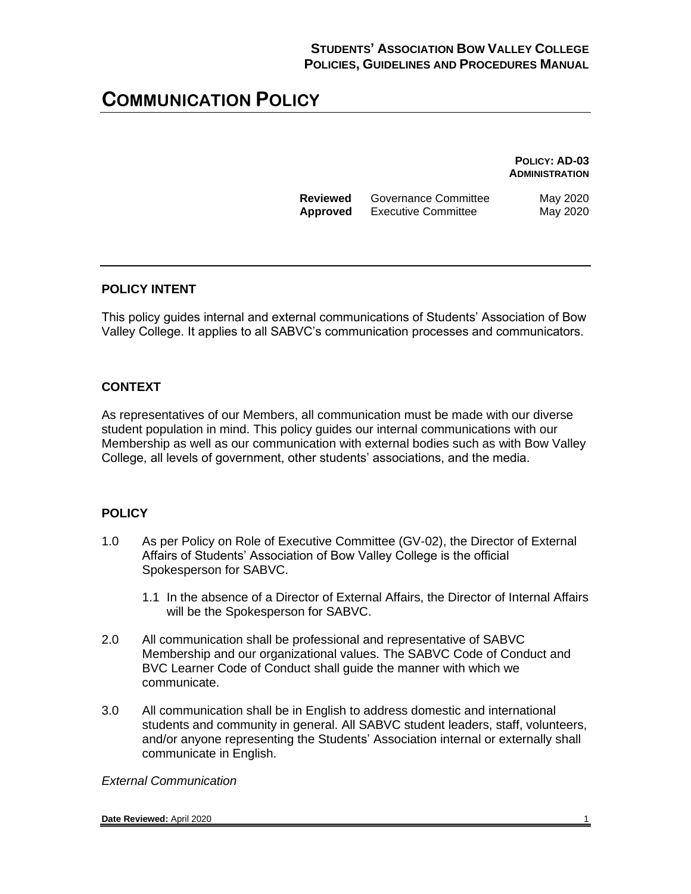# COMMUNICATION POLICY

**POLICY: AD-03**
**ADMINISTRATION**

| | | |
|---|---|---|
| **Reviewed** | Governance Committee | May 2020 |
| **Approved** | Executive Committee | May 2020 |

## POLICY INTENT

This policy guides internal and external communications of Students' Association of Bow Valley College. It applies to all SABVC's communication processes and communicators.

## CONTEXT

As representatives of our Members, all communication must be made with our diverse student population in mind. This policy guides our internal communications with our Membership as well as our communication with external bodies such as with Bow Valley College, all levels of government, other students' associations, and the media.

## POLICY

1.0 As per Policy on Role of Executive Committee (GV-02), the Director of External Affairs of Students' Association of Bow Valley College is the official Spokesperson for SABVC.

- 1.1 In the absence of a Director of External Affairs, the Director of Internal Affairs will be the Spokesperson for SABVC.

2.0 All communication shall be professional and representative of SABVC Membership and our organizational values. The SABVC Code of Conduct and BVC Learner Code of Conduct shall guide the manner with which we communicate.

3.0 All communication shall be in English to address domestic and international students and community in general. All SABVC student leaders, staff, volunteers, and/or anyone representing the Students' Association internal or externally shall communicate in English.

*External Communication*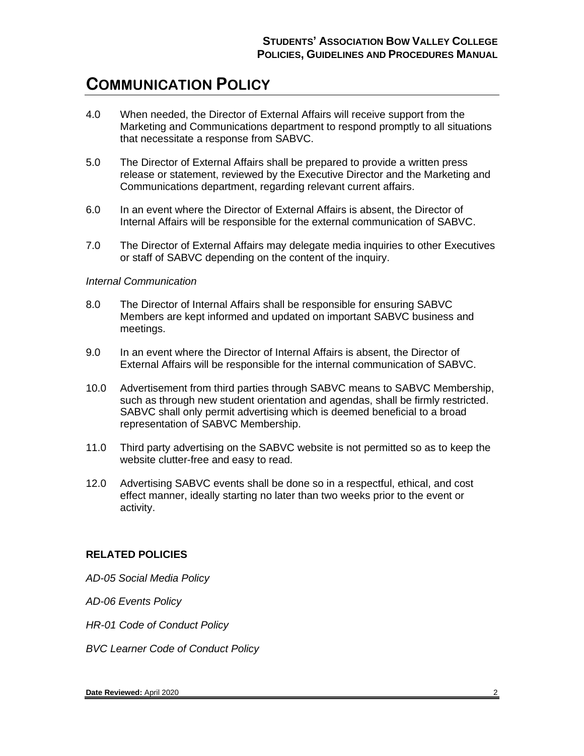# COMMUNICATION POLICY

4.0 When needed, the Director of External Affairs will receive support from the Marketing and Communications department to respond promptly to all situations that necessitate a response from SABVC.

5.0 The Director of External Affairs shall be prepared to provide a written press release or statement, reviewed by the Executive Director and the Marketing and Communications department, regarding relevant current affairs.

6.0 In an event where the Director of External Affairs is absent, the Director of Internal Affairs will be responsible for the external communication of SABVC.

7.0 The Director of External Affairs may delegate media inquiries to other Executives or staff of SABVC depending on the content of the inquiry.

*Internal Communication*

8.0 The Director of Internal Affairs shall be responsible for ensuring SABVC Members are kept informed and updated on important SABVC business and meetings.

9.0 In an event where the Director of Internal Affairs is absent, the Director of External Affairs will be responsible for the internal communication of SABVC.

10.0 Advertisement from third parties through SABVC means to SABVC Membership, such as through new student orientation and agendas, shall be firmly restricted. SABVC shall only permit advertising which is deemed beneficial to a broad representation of SABVC Membership.

11.0 Third party advertising on the SABVC website is not permitted so as to keep the website clutter-free and easy to read.

12.0 Advertising SABVC events shall be done so in a respectful, ethical, and cost effect manner, ideally starting no later than two weeks prior to the event or activity.

**RELATED POLICIES**

*AD-05 Social Media Policy*

*AD-06 Events Policy*

*HR-01 Code of Conduct Policy*

*BVC Learner Code of Conduct Policy*

**Date Reviewed:** April 2020